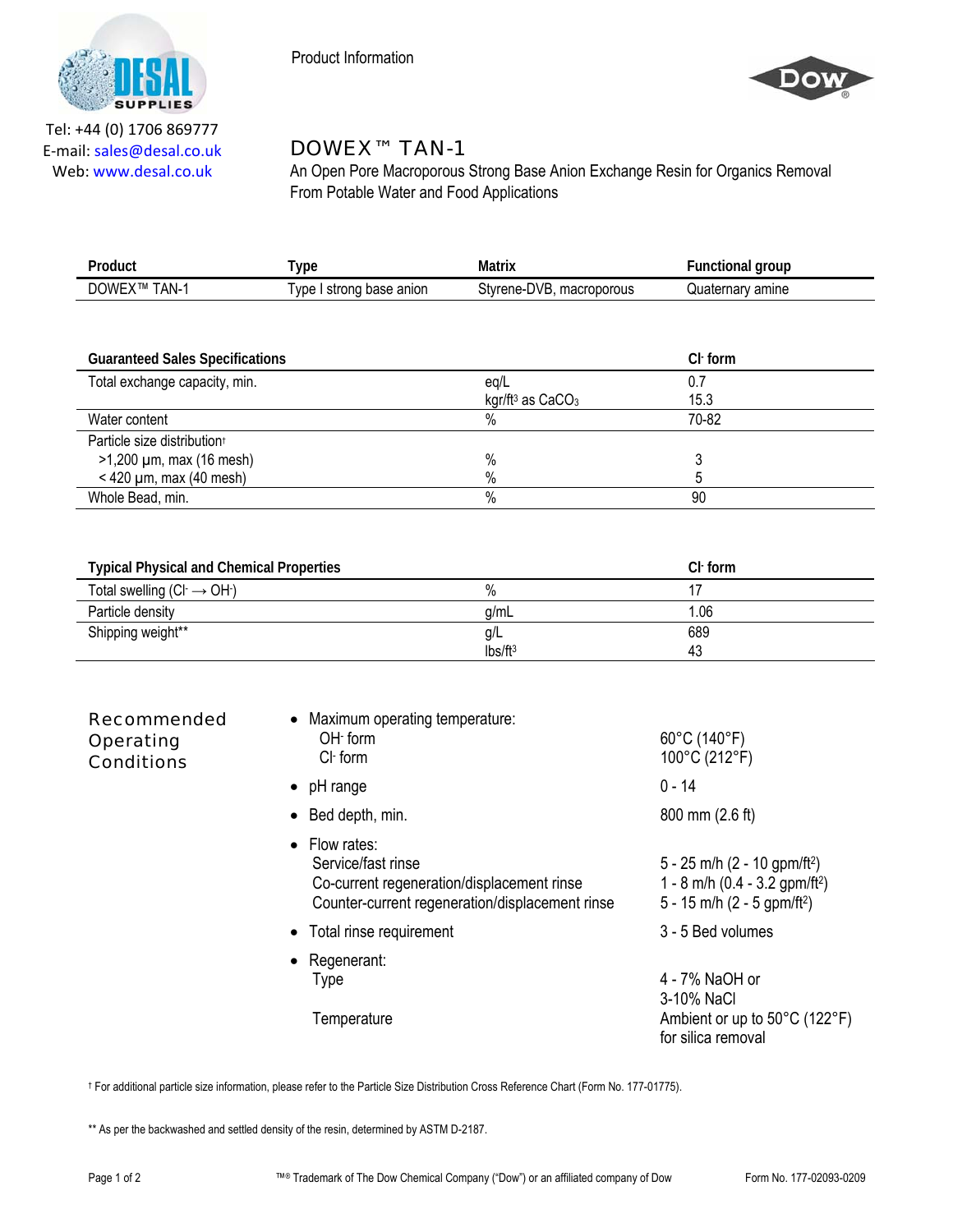Tel: +44 (0) 1706 869777
E-mail: sales@desal.co.uk
Web: www.desal.co.uk

Product Information

# DOWEX™ TAN-1

An Open Pore Macroporous Strong Base Anion Exchange Resin for Organics Removal From Potable Water and Food Applications

| Product | Type | Matrix | Functional group |
|---|---|---|---|
| DOWEX™ TAN-1 | Type I strong base anion | Styrene-DVB, macroporous | Quaternary amine |

| Guaranteed Sales Specifications | | $Cl^-$ form |
|---|---|---|
| Total exchange capacity, min. | eq/L | 0.7 |
| | kgr/ft³ as $CaCO_3$ | 15.3 |
| Water content | % | 70-82 |
| Particle size distribution† | | |
| >1,200 µm, max (16 mesh) | % | 3 |
| < 420 µm, max (40 mesh) | % | 5 |
| Whole Bead, min. | % | 90 |

| Typical Physical and Chemical Properties | | $Cl^-$ form |
|---|---|---|
| Total swelling ($Cl^- \rightarrow OH^-$) | % | 17 |
| Particle density | g/mL | 1.06 |
| Shipping weight** | g/L | 689 |
| | lbs/ft³ | 43 |

## Recommended Operating Conditions

- Maximum operating temperature:
  - $OH^-$ form: 60°C (140°F)
  - $Cl^-$ form: 100°C (212°F)
- pH range: 0 - 14
- Bed depth, min.: 800 mm (2.6 ft)
- Flow rates:
  - Service/fast rinse: 5 - 25 m/h (2 - 10 gpm/ft²)
  - Co-current regeneration/displacement rinse: 1 - 8 m/h (0.4 - 3.2 gpm/ft²)
  - Counter-current regeneration/displacement rinse: 5 - 15 m/h (2 - 5 gpm/ft²)
- Total rinse requirement: 3 - 5 Bed volumes
- Regenerant:
  - Type: 4 - 7% NaOH or 3-10% NaCl
  - Temperature: Ambient or up to 50°C (122°F) for silica removal

† For additional particle size information, please refer to the Particle Size Distribution Cross Reference Chart (Form No. 177-01775).

** As per the backwashed and settled density of the resin, determined by ASTM D-2187.

™® Trademark of The Dow Chemical Company ("Dow") or an affiliated company of Dow

Form No. 177-02093-0209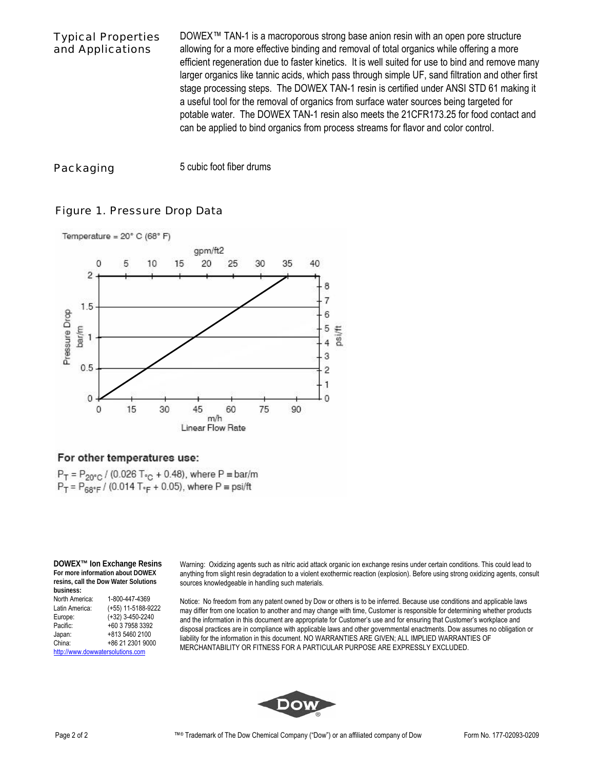## Typical Properties and Applications

DOWEX™ TAN-1 is a macroporous strong base anion resin with an open pore structure allowing for a more effective binding and removal of total organics while offering a more efficient regeneration due to faster kinetics. It is well suited for use to bind and remove many larger organics like tannic acids, which pass through simple UF, sand filtration and other first stage processing steps. The DOWEX TAN-1 resin is certified under ANSI STD 61 making it a useful tool for the removal of organics from surface water sources being targeted for potable water. The DOWEX TAN-1 resin also meets the 21CFR173.25 for food contact and can be applied to bind organics from process streams for flavor and color control.

## Packaging

5 cubic foot fiber drums

## Figure 1. Pressure Drop Data

Temperature = 20° C (68° F)

gpm/ft2

0 5 10 15 20 25 30 35 40

Pressure Drop bar/m

0 0.5 1 1.5 2

psi/ft

0 1 2 3 4 5 6 7 8

0 15 30 45 60 75 90

m/h

Linear Flow Rate

**For other temperatures use:**

$P_T = P_{20°C} / (0.026\ T_{°C} + 0.48)$, where P ≡ bar/m

$P_T = P_{68°F} / (0.014\ T_{°F} + 0.05)$, where P ≡ psi/ft

**DOWEX™ Ion Exchange Resins**
**For more information about DOWEX resins, call the Dow Water Solutions business:**

| | |
|---|---|
| North America: | 1-800-447-4369 |
| Latin America: | (+55) 11-5188-9222 |
| Europe: | (+32) 3-450-2240 |
| Pacific: | +60 3 7958 3392 |
| Japan: | +813 5460 2100 |
| China: | +86 21 2301 9000 |

http://www.dowwatersolutions.com

Warning: Oxidizing agents such as nitric acid attack organic ion exchange resins under certain conditions. This could lead to anything from slight resin degradation to a violent exothermic reaction (explosion). Before using strong oxidizing agents, consult sources knowledgeable in handling such materials.

Notice: No freedom from any patent owned by Dow or others is to be inferred. Because use conditions and applicable laws may differ from one location to another and may change with time, Customer is responsible for determining whether products and the information in this document are appropriate for Customer's use and for ensuring that Customer's workplace and disposal practices are in compliance with applicable laws and other governmental enactments. Dow assumes no obligation or liability for the information in this document. NO WARRANTIES ARE GIVEN; ALL IMPLIED WARRANTIES OF MERCHANTABILITY OR FITNESS FOR A PARTICULAR PURPOSE ARE EXPRESSLY EXCLUDED.

™® Trademark of The Dow Chemical Company ("Dow") or an affiliated company of Dow

Form No. 177-02093-0209